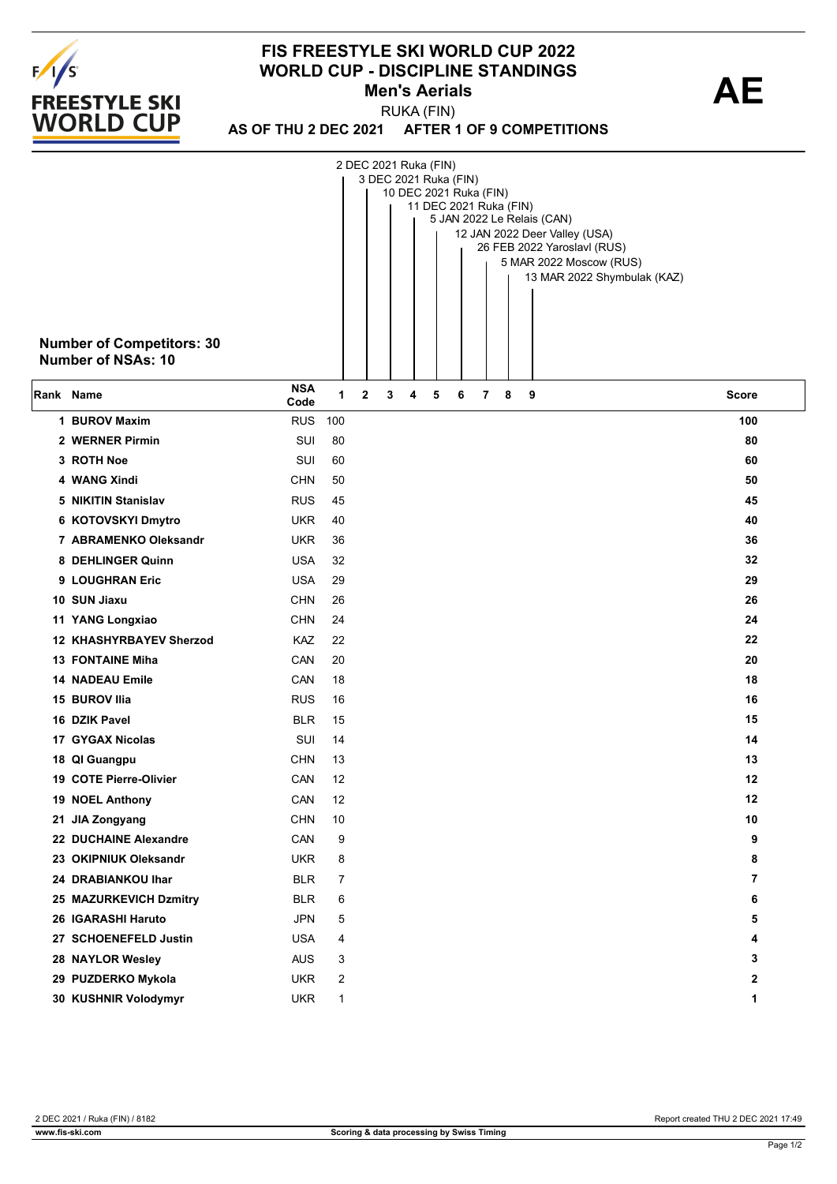# FIS FREESTYLE SKI WORLD CUP 2022

## WORLD CUP - DISCIPLINE STANDINGS

### Men's Aerials

**AE**

RUKA (FIN)

**AS OF THU 2 DEC 2021 AFTER 1 OF 9 COMPETITIONS**

1. 2 DEC 2021 Ruka (FIN)
2. 3 DEC 2021 Ruka (FIN)
3. 10 DEC 2021 Ruka (FIN)
4. 11 DEC 2021 Ruka (FIN)
5. 5 JAN 2022 Le Relais (CAN)
6. 12 JAN 2022 Deer Valley (USA)
7. 26 FEB 2022 Yaroslavl (RUS)
8. 5 MAR 2022 Moscow (RUS)
9. 13 MAR 2022 Shymbulak (KAZ)

**Number of Competitors: 30**
**Number of NSAs: 10**

| Rank | Name | NSA Code | 1 | 2 | 3 | 4 | 5 | 6 | 7 | 8 | 9 | Score |
|---|---|---|---|---|---|---|---|---|---|---|---|---|
| 1 | **BUROV Maxim** | RUS | 100 | | | | | | | | | **100** |
| 2 | **WERNER Pirmin** | SUI | 80 | | | | | | | | | **80** |
| 3 | **ROTH Noe** | SUI | 60 | | | | | | | | | **60** |
| 4 | **WANG Xindi** | CHN | 50 | | | | | | | | | **50** |
| 5 | **NIKITIN Stanislav** | RUS | 45 | | | | | | | | | **45** |
| 6 | **KOTOVSKYI Dmytro** | UKR | 40 | | | | | | | | | **40** |
| 7 | **ABRAMENKO Oleksandr** | UKR | 36 | | | | | | | | | **36** |
| 8 | **DEHLINGER Quinn** | USA | 32 | | | | | | | | | **32** |
| 9 | **LOUGHRAN Eric** | USA | 29 | | | | | | | | | **29** |
| 10 | **SUN Jiaxu** | CHN | 26 | | | | | | | | | **26** |
| 11 | **YANG Longxiao** | CHN | 24 | | | | | | | | | **24** |
| 12 | **KHASHYRBAYEV Sherzod** | KAZ | 22 | | | | | | | | | **22** |
| 13 | **FONTAINE Miha** | CAN | 20 | | | | | | | | | **20** |
| 14 | **NADEAU Emile** | CAN | 18 | | | | | | | | | **18** |
| 15 | **BUROV Ilia** | RUS | 16 | | | | | | | | | **16** |
| 16 | **DZIK Pavel** | BLR | 15 | | | | | | | | | **15** |
| 17 | **GYGAX Nicolas** | SUI | 14 | | | | | | | | | **14** |
| 18 | **QI Guangpu** | CHN | 13 | | | | | | | | | **13** |
| 19 | **COTE Pierre-Olivier** | CAN | 12 | | | | | | | | | **12** |
| 19 | **NOEL Anthony** | CAN | 12 | | | | | | | | | **12** |
| 21 | **JIA Zongyang** | CHN | 10 | | | | | | | | | **10** |
| 22 | **DUCHAINE Alexandre** | CAN | 9 | | | | | | | | | **9** |
| 23 | **OKIPNIUK Oleksandr** | UKR | 8 | | | | | | | | | **8** |
| 24 | **DRABIANKOU Ihar** | BLR | 7 | | | | | | | | | **7** |
| 25 | **MAZURKEVICH Dzmitry** | BLR | 6 | | | | | | | | | **6** |
| 26 | **IGARASHI Haruto** | JPN | 5 | | | | | | | | | **5** |
| 27 | **SCHOENEFELD Justin** | USA | 4 | | | | | | | | | **4** |
| 28 | **NAYLOR Wesley** | AUS | 3 | | | | | | | | | **3** |
| 29 | **PUZDERKO Mykola** | UKR | 2 | | | | | | | | | **2** |
| 30 | **KUSHNIR Volodymyr** | UKR | 1 | | | | | | | | | **1** |

2 DEC 2021 / Ruka (FIN) / 8182

Report created THU 2 DEC 2021 17:49

www.fis-ski.com

**Scoring & data processing by Swiss Timing**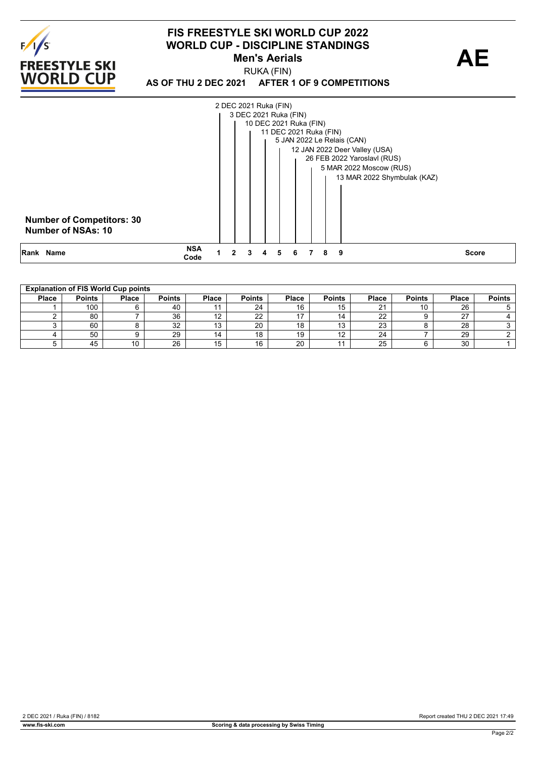# FIS FREESTYLE SKI WORLD CUP 2022
## WORLD CUP - DISCIPLINE STANDINGS
### Men's Aerials

**AE**

RUKA (FIN)

**AS OF THU 2 DEC 2021 AFTER 1 OF 9 COMPETITIONS**

2 DEC 2021 Ruka (FIN)
3 DEC 2021 Ruka (FIN)
10 DEC 2021 Ruka (FIN)
11 DEC 2021 Ruka (FIN)
5 JAN 2022 Le Relais (CAN)
12 JAN 2022 Deer Valley (USA)
26 FEB 2022 Yaroslavl (RUS)
5 MAR 2022 Moscow (RUS)
13 MAR 2022 Shymbulak (KAZ)

**Number of Competitors: 30**
**Number of NSAs: 10**

| Rank | Name | NSA Code | 1 | 2 | 3 | 4 | 5 | 6 | 7 | 8 | 9 | Score |
|---|---|---|---|---|---|---|---|---|---|---|---|---|

| Explanation of FIS World Cup points | | | | | | | | | | | |
|---|---|---|---|---|---|---|---|---|---|---|---|
| **Place** | **Points** | **Place** | **Points** | **Place** | **Points** | **Place** | **Points** | **Place** | **Points** | **Place** | **Points** |
| 1 | 100 | 6 | 40 | 11 | 24 | 16 | 15 | 21 | 10 | 26 | 5 |
| 2 | 80 | 7 | 36 | 12 | 22 | 17 | 14 | 22 | 9 | 27 | 4 |
| 3 | 60 | 8 | 32 | 13 | 20 | 18 | 13 | 23 | 8 | 28 | 3 |
| 4 | 50 | 9 | 29 | 14 | 18 | 19 | 12 | 24 | 7 | 29 | 2 |
| 5 | 45 | 10 | 26 | 15 | 16 | 20 | 11 | 25 | 6 | 30 | 1 |

2 DEC 2021 / Ruka (FIN) / 8182

Report created THU 2 DEC 2021 17:49

www.fis-ski.com

Scoring & data processing by Swiss Timing